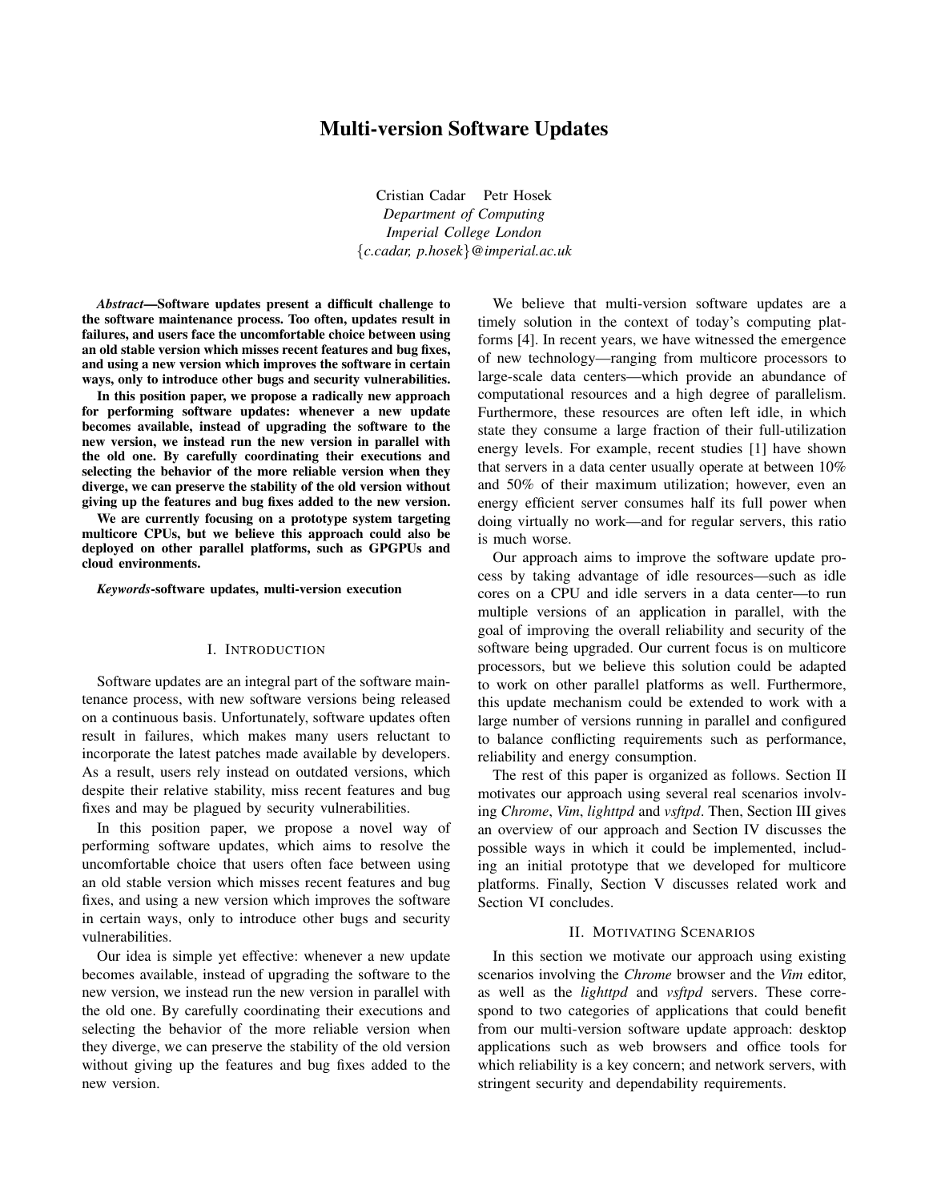# Multi-version Software Updates

Cristian Cadar  Petr Hosek
*Department of Computing*
*Imperial College London*
{*c.cadar, p.hosek*}*@imperial.ac.uk*

***Abstract*—Software updates present a difficult challenge to the software maintenance process. Too often, updates result in failures, and users face the uncomfortable choice between using an old stable version which misses recent features and bug fixes, and using a new version which improves the software in certain ways, only to introduce other bugs and security vulnerabilities.**

**In this position paper, we propose a radically new approach for performing software updates: whenever a new update becomes available, instead of upgrading the software to the new version, we instead run the new version in parallel with the old one. By carefully coordinating their executions and selecting the behavior of the more reliable version when they diverge, we can preserve the stability of the old version without giving up the features and bug fixes added to the new version.**

**We are currently focusing on a prototype system targeting multicore CPUs, but we believe this approach could also be deployed on other parallel platforms, such as GPGPUs and cloud environments.**

***Keywords*-software updates, multi-version execution**

## I. Introduction

Software updates are an integral part of the software maintenance process, with new software versions being released on a continuous basis. Unfortunately, software updates often result in failures, which makes many users reluctant to incorporate the latest patches made available by developers. As a result, users rely instead on outdated versions, which despite their relative stability, miss recent features and bug fixes and may be plagued by security vulnerabilities.

In this position paper, we propose a novel way of performing software updates, which aims to resolve the uncomfortable choice that users often face between using an old stable version which misses recent features and bug fixes, and using a new version which improves the software in certain ways, only to introduce other bugs and security vulnerabilities.

Our idea is simple yet effective: whenever a new update becomes available, instead of upgrading the software to the new version, we instead run the new version in parallel with the old one. By carefully coordinating their executions and selecting the behavior of the more reliable version when they diverge, we can preserve the stability of the old version without giving up the features and bug fixes added to the new version.

We believe that multi-version software updates are a timely solution in the context of today's computing platforms [4]. In recent years, we have witnessed the emergence of new technology—ranging from multicore processors to large-scale data centers—which provide an abundance of computational resources and a high degree of parallelism. Furthermore, these resources are often left idle, in which state they consume a large fraction of their full-utilization energy levels. For example, recent studies [1] have shown that servers in a data center usually operate at between 10% and 50% of their maximum utilization; however, even an energy efficient server consumes half its full power when doing virtually no work—and for regular servers, this ratio is much worse.

Our approach aims to improve the software update process by taking advantage of idle resources—such as idle cores on a CPU and idle servers in a data center—to run multiple versions of an application in parallel, with the goal of improving the overall reliability and security of the software being upgraded. Our current focus is on multicore processors, but we believe this solution could be adapted to work on other parallel platforms as well. Furthermore, this update mechanism could be extended to work with a large number of versions running in parallel and configured to balance conflicting requirements such as performance, reliability and energy consumption.

The rest of this paper is organized as follows. Section II motivates our approach using several real scenarios involving *Chrome*, *Vim*, *lighttpd* and *vsftpd*. Then, Section III gives an overview of our approach and Section IV discusses the possible ways in which it could be implemented, including an initial prototype that we developed for multicore platforms. Finally, Section V discusses related work and Section VI concludes.

## II. Motivating Scenarios

In this section we motivate our approach using existing scenarios involving the *Chrome* browser and the *Vim* editor, as well as the *lighttpd* and *vsftpd* servers. These correspond to two categories of applications that could benefit from our multi-version software update approach: desktop applications such as web browsers and office tools for which reliability is a key concern; and network servers, with stringent security and dependability requirements.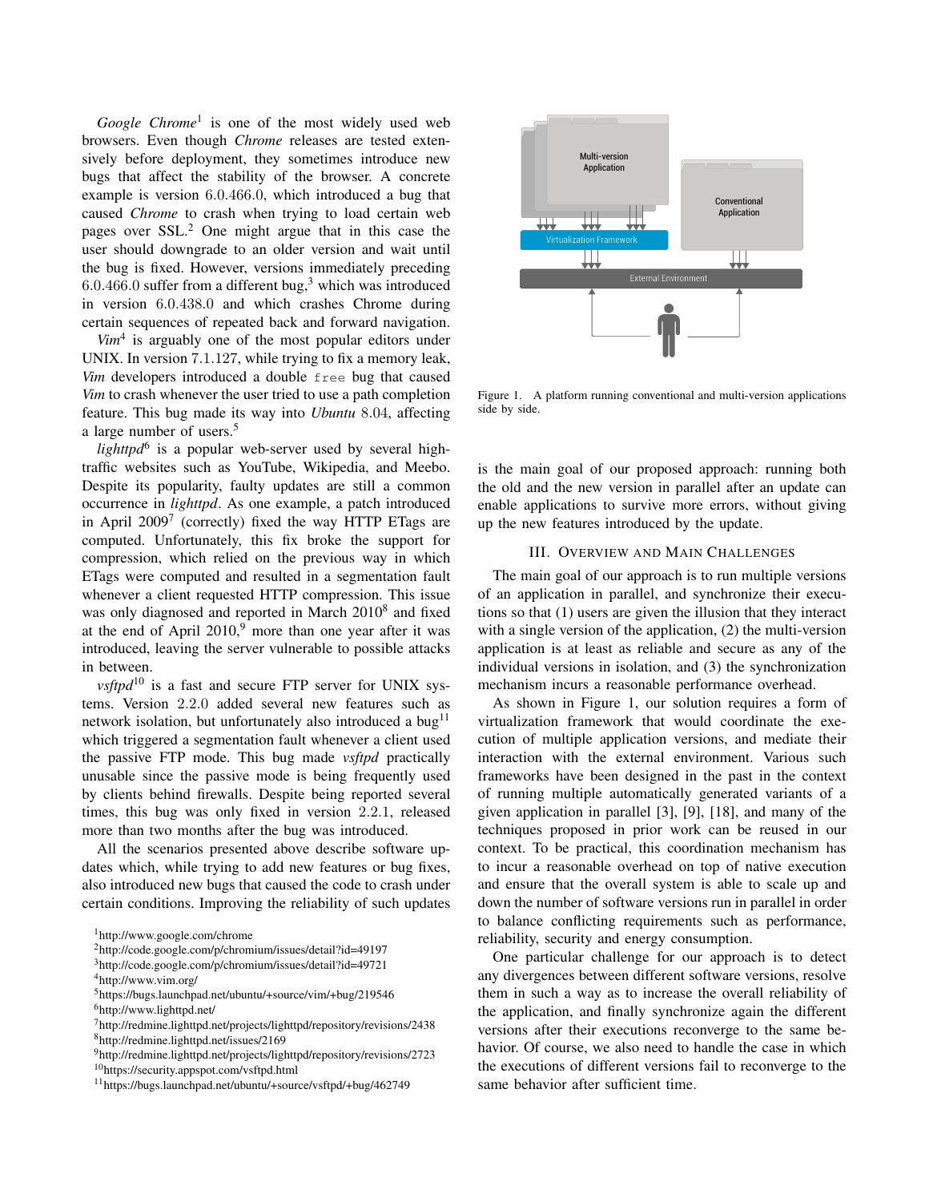*Google Chrome*[1] is one of the most widely used web browsers. Even though *Chrome* releases are tested extensively before deployment, they sometimes introduce new bugs that affect the stability of the browser. A concrete example is version 6.0.466.0, which introduced a bug that caused *Chrome* to crash when trying to load certain web pages over SSL.[2] One might argue that in this case the user should downgrade to an older version and wait until the bug is fixed. However, versions immediately preceding 6.0.466.0 suffer from a different bug,[3] which was introduced in version 6.0.438.0 and which crashes Chrome during certain sequences of repeated back and forward navigation.

*Vim*[4] is arguably one of the most popular editors under UNIX. In version 7.1.127, while trying to fix a memory leak, *Vim* developers introduced a double `free` bug that caused *Vim* to crash whenever the user tried to use a path completion feature. This bug made its way into *Ubuntu* 8.04, affecting a large number of users.[5]

*lighttpd*[6] is a popular web-server used by several high-traffic websites such as YouTube, Wikipedia, and Meebo. Despite its popularity, faulty updates are still a common occurrence in *lighttpd*. As one example, a patch introduced in April 2009[7] (correctly) fixed the way HTTP ETags are computed. Unfortunately, this fix broke the support for compression, which relied on the previous way in which ETags were computed and resulted in a segmentation fault whenever a client requested HTTP compression. This issue was only diagnosed and reported in March 2010[8] and fixed at the end of April 2010,[9] more than one year after it was introduced, leaving the server vulnerable to possible attacks in between.

*vsftpd*[10] is a fast and secure FTP server for UNIX systems. Version 2.2.0 added several new features such as network isolation, but unfortunately also introduced a bug[11] which triggered a segmentation fault whenever a client used the passive FTP mode. This bug made *vsftpd* practically unusable since the passive mode is being frequently used by clients behind firewalls. Despite being reported several times, this bug was only fixed in version 2.2.1, released more than two months after the bug was introduced.

All the scenarios presented above describe software updates which, while trying to add new features or bug fixes, also introduced new bugs that caused the code to crash under certain conditions. Improving the reliability of such updates is the main goal of our proposed approach: running both the old and the new version in parallel after an update can enable applications to survive more errors, without giving up the new features introduced by the update.

Figure 1. A platform running conventional and multi-version applications side by side.

## III. Overview and Main Challenges

The main goal of our approach is to run multiple versions of an application in parallel, and synchronize their executions so that (1) users are given the illusion that they interact with a single version of the application, (2) the multi-version application is at least as reliable and secure as any of the individual versions in isolation, and (3) the synchronization mechanism incurs a reasonable performance overhead.

As shown in Figure 1, our solution requires a form of virtualization framework that would coordinate the execution of multiple application versions, and mediate their interaction with the external environment. Various such frameworks have been designed in the past in the context of running multiple automatically generated variants of a given application in parallel [3], [9], [18], and many of the techniques proposed in prior work can be reused in our context. To be practical, this coordination mechanism has to incur a reasonable overhead on top of native execution and ensure that the overall system is able to scale up and down the number of software versions run in parallel in order to balance conflicting requirements such as performance, reliability, security and energy consumption.

One particular challenge for our approach is to detect any divergences between different software versions, resolve them in such a way as to increase the overall reliability of the application, and finally synchronize again the different versions after their executions reconverge to the same behavior. Of course, we also need to handle the case in which the executions of different versions fail to reconverge to the same behavior after sufficient time.

[1] http://www.google.com/chrome
[2] http://code.google.com/p/chromium/issues/detail?id=49197
[3] http://code.google.com/p/chromium/issues/detail?id=49721
[4] http://www.vim.org/
[5] https://bugs.launchpad.net/ubuntu/+source/vim/+bug/219546
[6] http://www.lighttpd.net/
[7] http://redmine.lighttpd.net/projects/lighttpd/repository/revisions/2438
[8] http://redmine.lighttpd.net/issues/2169
[9] http://redmine.lighttpd.net/projects/lighttpd/repository/revisions/2723
[10] https://security.appspot.com/vsftpd.html
[11] https://bugs.launchpad.net/ubuntu/+source/vsftpd/+bug/462749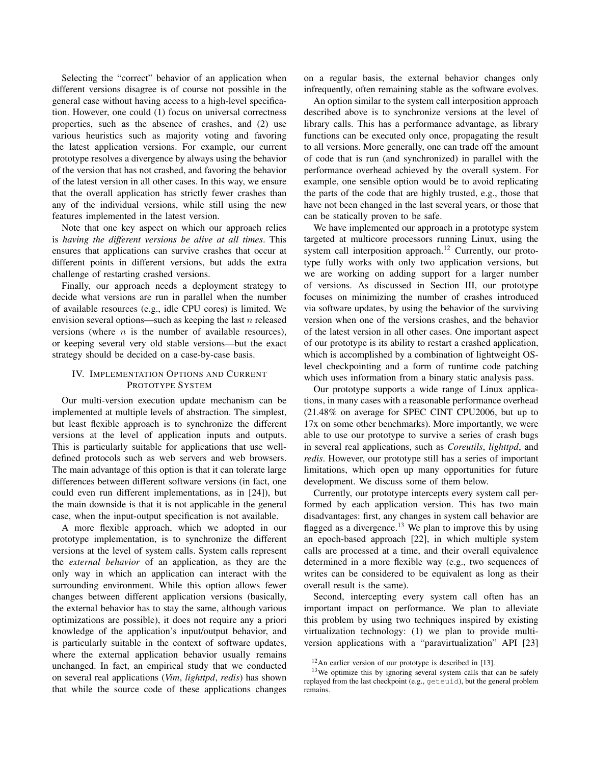Selecting the "correct" behavior of an application when different versions disagree is of course not possible in the general case without having access to a high-level specification. However, one could (1) focus on universal correctness properties, such as the absence of crashes, and (2) use various heuristics such as majority voting and favoring the latest application versions. For example, our current prototype resolves a divergence by always using the behavior of the version that has not crashed, and favoring the behavior of the latest version in all other cases. In this way, we ensure that the overall application has strictly fewer crashes than any of the individual versions, while still using the new features implemented in the latest version.

Note that one key aspect on which our approach relies is *having the different versions be alive at all times*. This ensures that applications can survive crashes that occur at different points in different versions, but adds the extra challenge of restarting crashed versions.

Finally, our approach needs a deployment strategy to decide what versions are run in parallel when the number of available resources (e.g., idle CPU cores) is limited. We envision several options—such as keeping the last $n$ released versions (where $n$ is the number of available resources), or keeping several very old stable versions—but the exact strategy should be decided on a case-by-case basis.

## IV. Implementation Options and Current Prototype System

Our multi-version execution update mechanism can be implemented at multiple levels of abstraction. The simplest, but least flexible approach is to synchronize the different versions at the level of application inputs and outputs. This is particularly suitable for applications that use well-defined protocols such as web servers and web browsers. The main advantage of this option is that it can tolerate large differences between different software versions (in fact, one could even run different implementations, as in [24]), but the main downside is that it is not applicable in the general case, when the input-output specification is not available.

A more flexible approach, which we adopted in our prototype implementation, is to synchronize the different versions at the level of system calls. System calls represent the *external behavior* of an application, as they are the only way in which an application can interact with the surrounding environment. While this option allows fewer changes between different application versions (basically, the external behavior has to stay the same, although various optimizations are possible), it does not require any a priori knowledge of the application's input/output behavior, and is particularly suitable in the context of software updates, where the external application behavior usually remains unchanged. In fact, an empirical study that we conducted on several real applications (*Vim*, *lighttpd*, *redis*) has shown that while the source code of these applications changes on a regular basis, the external behavior changes only infrequently, often remaining stable as the software evolves.

An option similar to the system call interposition approach described above is to synchronize versions at the level of library calls. This has a performance advantage, as library functions can be executed only once, propagating the result to all versions. More generally, one can trade off the amount of code that is run (and synchronized) in parallel with the performance overhead achieved by the overall system. For example, one sensible option would be to avoid replicating the parts of the code that are highly trusted, e.g., those that have not been changed in the last several years, or those that can be statically proven to be safe.

We have implemented our approach in a prototype system targeted at multicore processors running Linux, using the system call interposition approach.[12] Currently, our prototype fully works with only two application versions, but we are working on adding support for a larger number of versions. As discussed in Section III, our prototype focuses on minimizing the number of crashes introduced via software updates, by using the behavior of the surviving version when one of the versions crashes, and the behavior of the latest version in all other cases. One important aspect of our prototype is its ability to restart a crashed application, which is accomplished by a combination of lightweight OS-level checkpointing and a form of runtime code patching which uses information from a binary static analysis pass.

Our prototype supports a wide range of Linux applications, in many cases with a reasonable performance overhead (21.48% on average for SPEC CINT CPU2006, but up to 17x on some other benchmarks). More importantly, we were able to use our prototype to survive a series of crash bugs in several real applications, such as *Coreutils*, *lighttpd*, and *redis*. However, our prototype still has a series of important limitations, which open up many opportunities for future development. We discuss some of them below.

Currently, our prototype intercepts every system call performed by each application version. This has two main disadvantages: first, any changes in system call behavior are flagged as a divergence.[13] We plan to improve this by using an epoch-based approach [22], in which multiple system calls are processed at a time, and their overall equivalence determined in a more flexible way (e.g., two sequences of writes can be considered to be equivalent as long as their overall result is the same).

Second, intercepting every system call often has an important impact on performance. We plan to alleviate this problem by using two techniques inspired by existing virtualization technology: (1) we plan to provide multi-version applications with a "paravirtualization" API [23]

[12] An earlier version of our prototype is described in [13].

[13] We optimize this by ignoring several system calls that can be safely replayed from the last checkpoint (e.g., `geteuid`), but the general problem remains.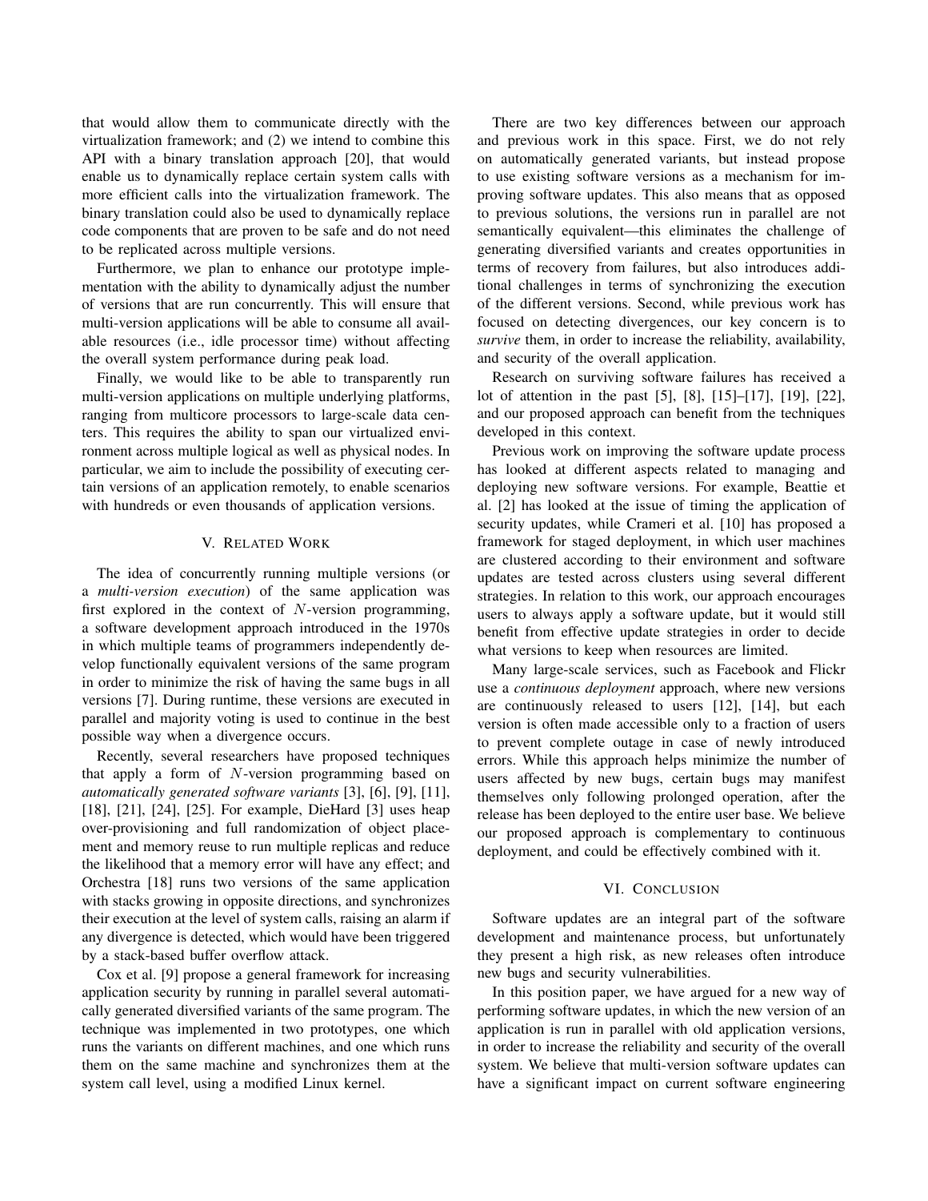that would allow them to communicate directly with the virtualization framework; and (2) we intend to combine this API with a binary translation approach [20], that would enable us to dynamically replace certain system calls with more efficient calls into the virtualization framework. The binary translation could also be used to dynamically replace code components that are proven to be safe and do not need to be replicated across multiple versions.

Furthermore, we plan to enhance our prototype implementation with the ability to dynamically adjust the number of versions that are run concurrently. This will ensure that multi-version applications will be able to consume all available resources (i.e., idle processor time) without affecting the overall system performance during peak load.

Finally, we would like to be able to transparently run multi-version applications on multiple underlying platforms, ranging from multicore processors to large-scale data centers. This requires the ability to span our virtualized environment across multiple logical as well as physical nodes. In particular, we aim to include the possibility of executing certain versions of an application remotely, to enable scenarios with hundreds or even thousands of application versions.

## V. Related Work

The idea of concurrently running multiple versions (or a *multi-version execution*) of the same application was first explored in the context of $N$-version programming, a software development approach introduced in the 1970s in which multiple teams of programmers independently develop functionally equivalent versions of the same program in order to minimize the risk of having the same bugs in all versions [7]. During runtime, these versions are executed in parallel and majority voting is used to continue in the best possible way when a divergence occurs.

Recently, several researchers have proposed techniques that apply a form of $N$-version programming based on *automatically generated software variants* [3], [6], [9], [11], [18], [21], [24], [25]. For example, DieHard [3] uses heap over-provisioning and full randomization of object placement and memory reuse to run multiple replicas and reduce the likelihood that a memory error will have any effect; and Orchestra [18] runs two versions of the same application with stacks growing in opposite directions, and synchronizes their execution at the level of system calls, raising an alarm if any divergence is detected, which would have been triggered by a stack-based buffer overflow attack.

Cox et al. [9] propose a general framework for increasing application security by running in parallel several automatically generated diversified variants of the same program. The technique was implemented in two prototypes, one which runs the variants on different machines, and one which runs them on the same machine and synchronizes them at the system call level, using a modified Linux kernel.

There are two key differences between our approach and previous work in this space. First, we do not rely on automatically generated variants, but instead propose to use existing software versions as a mechanism for improving software updates. This also means that as opposed to previous solutions, the versions run in parallel are not semantically equivalent—this eliminates the challenge of generating diversified variants and creates opportunities in terms of recovery from failures, but also introduces additional challenges in terms of synchronizing the execution of the different versions. Second, while previous work has focused on detecting divergences, our key concern is to *survive* them, in order to increase the reliability, availability, and security of the overall application.

Research on surviving software failures has received a lot of attention in the past [5], [8], [15]–[17], [19], [22], and our proposed approach can benefit from the techniques developed in this context.

Previous work on improving the software update process has looked at different aspects related to managing and deploying new software versions. For example, Beattie et al. [2] has looked at the issue of timing the application of security updates, while Crameri et al. [10] has proposed a framework for staged deployment, in which user machines are clustered according to their environment and software updates are tested across clusters using several different strategies. In relation to this work, our approach encourages users to always apply a software update, but it would still benefit from effective update strategies in order to decide what versions to keep when resources are limited.

Many large-scale services, such as Facebook and Flickr use a *continuous deployment* approach, where new versions are continuously released to users [12], [14], but each version is often made accessible only to a fraction of users to prevent complete outage in case of newly introduced errors. While this approach helps minimize the number of users affected by new bugs, certain bugs may manifest themselves only following prolonged operation, after the release has been deployed to the entire user base. We believe our proposed approach is complementary to continuous deployment, and could be effectively combined with it.

## VI. Conclusion

Software updates are an integral part of the software development and maintenance process, but unfortunately they present a high risk, as new releases often introduce new bugs and security vulnerabilities.

In this position paper, we have argued for a new way of performing software updates, in which the new version of an application is run in parallel with old application versions, in order to increase the reliability and security of the overall system. We believe that multi-version software updates can have a significant impact on current software engineering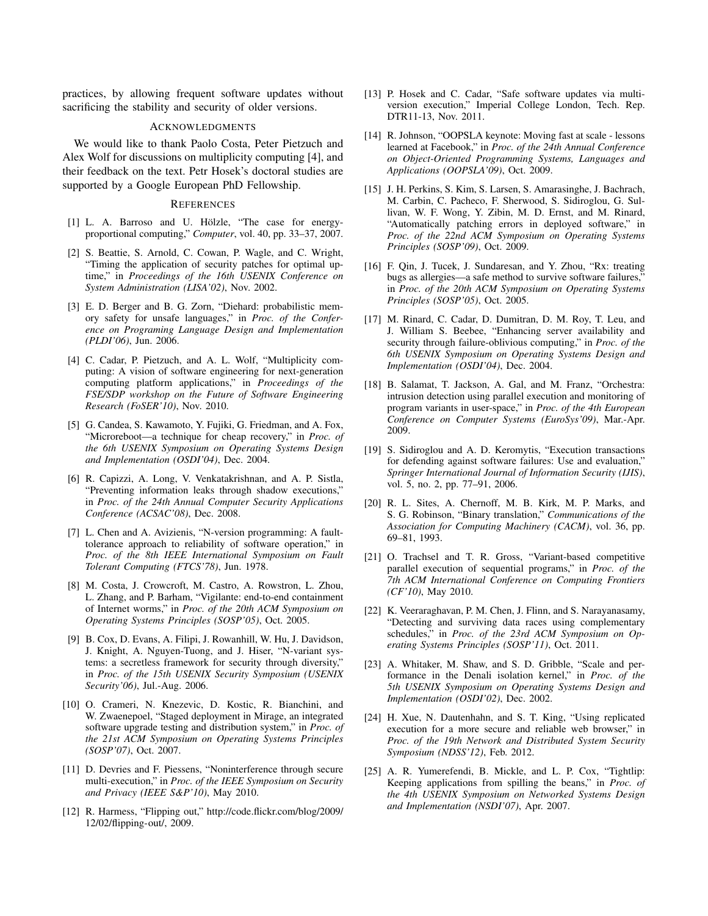practices, by allowing frequent software updates without sacrificing the stability and security of older versions.

## Acknowledgments

We would like to thank Paolo Costa, Peter Pietzuch and Alex Wolf for discussions on multiplicity computing [4], and their feedback on the text. Petr Hosek's doctoral studies are supported by a Google European PhD Fellowship.

## References

[1] L. A. Barroso and U. Hölzle, "The case for energy-proportional computing," *Computer*, vol. 40, pp. 33–37, 2007.

[2] S. Beattie, S. Arnold, C. Cowan, P. Wagle, and C. Wright, "Timing the application of security patches for optimal uptime," in *Proceedings of the 16th USENIX Conference on System Administration (LISA'02)*, Nov. 2002.

[3] E. D. Berger and B. G. Zorn, "Diehard: probabilistic memory safety for unsafe languages," in *Proc. of the Conference on Programing Language Design and Implementation (PLDI'06)*, Jun. 2006.

[4] C. Cadar, P. Pietzuch, and A. L. Wolf, "Multiplicity computing: A vision of software engineering for next-generation computing platform applications," in *Proceedings of the FSE/SDP workshop on the Future of Software Engineering Research (FoSER'10)*, Nov. 2010.

[5] G. Candea, S. Kawamoto, Y. Fujiki, G. Friedman, and A. Fox, "Microreboot—a technique for cheap recovery," in *Proc. of the 6th USENIX Symposium on Operating Systems Design and Implementation (OSDI'04)*, Dec. 2004.

[6] R. Capizzi, A. Long, V. Venkatakrishnan, and A. P. Sistla, "Preventing information leaks through shadow executions," in *Proc. of the 24th Annual Computer Security Applications Conference (ACSAC'08)*, Dec. 2008.

[7] L. Chen and A. Avizienis, "N-version programming: A fault-tolerance approach to reliability of software operation," in *Proc. of the 8th IEEE International Symposium on Fault Tolerant Computing (FTCS'78)*, Jun. 1978.

[8] M. Costa, J. Crowcroft, M. Castro, A. Rowstron, L. Zhou, L. Zhang, and P. Barham, "Vigilante: end-to-end containment of Internet worms," in *Proc. of the 20th ACM Symposium on Operating Systems Principles (SOSP'05)*, Oct. 2005.

[9] B. Cox, D. Evans, A. Filipi, J. Rowanhill, W. Hu, J. Davidson, J. Knight, A. Nguyen-Tuong, and J. Hiser, "N-variant systems: a secretless framework for security through diversity," in *Proc. of the 15th USENIX Security Symposium (USENIX Security'06)*, Jul.-Aug. 2006.

[10] O. Crameri, N. Knezevic, D. Kostic, R. Bianchini, and W. Zwaenepoel, "Staged deployment in Mirage, an integrated software upgrade testing and distribution system," in *Proc. of the 21st ACM Symposium on Operating Systems Principles (SOSP'07)*, Oct. 2007.

[11] D. Devries and F. Piessens, "Noninterference through secure multi-execution," in *Proc. of the IEEE Symposium on Security and Privacy (IEEE S&P'10)*, May 2010.

[12] R. Harmess, "Flipping out," http://code.flickr.com/blog/2009/12/02/flipping-out/, 2009.

[13] P. Hosek and C. Cadar, "Safe software updates via multi-version execution," Imperial College London, Tech. Rep. DTR11-13, Nov. 2011.

[14] R. Johnson, "OOPSLA keynote: Moving fast at scale - lessons learned at Facebook," in *Proc. of the 24th Annual Conference on Object-Oriented Programming Systems, Languages and Applications (OOPSLA'09)*, Oct. 2009.

[15] J. H. Perkins, S. Kim, S. Larsen, S. Amarasinghe, J. Bachrach, M. Carbin, C. Pacheco, F. Sherwood, S. Sidiroglou, G. Sullivan, W. F. Wong, Y. Zibin, M. D. Ernst, and M. Rinard, "Automatically patching errors in deployed software," in *Proc. of the 22nd ACM Symposium on Operating Systems Principles (SOSP'09)*, Oct. 2009.

[16] F. Qin, J. Tucek, J. Sundaresan, and Y. Zhou, "Rx: treating bugs as allergies—a safe method to survive software failures," in *Proc. of the 20th ACM Symposium on Operating Systems Principles (SOSP'05)*, Oct. 2005.

[17] M. Rinard, C. Cadar, D. Dumitran, D. M. Roy, T. Leu, and J. William S. Beebee, "Enhancing server availability and security through failure-oblivious computing," in *Proc. of the 6th USENIX Symposium on Operating Systems Design and Implementation (OSDI'04)*, Dec. 2004.

[18] B. Salamat, T. Jackson, A. Gal, and M. Franz, "Orchestra: intrusion detection using parallel execution and monitoring of program variants in user-space," in *Proc. of the 4th European Conference on Computer Systems (EuroSys'09)*, Mar.-Apr. 2009.

[19] S. Sidiroglou and A. D. Keromytis, "Execution transactions for defending against software failures: Use and evaluation," *Springer International Journal of Information Security (IJIS)*, vol. 5, no. 2, pp. 77–91, 2006.

[20] R. L. Sites, A. Chernoff, M. B. Kirk, M. P. Marks, and S. G. Robinson, "Binary translation," *Communications of the Association for Computing Machinery (CACM)*, vol. 36, pp. 69–81, 1993.

[21] O. Trachsel and T. R. Gross, "Variant-based competitive parallel execution of sequential programs," in *Proc. of the 7th ACM International Conference on Computing Frontiers (CF'10)*, May 2010.

[22] K. Veeraraghavan, P. M. Chen, J. Flinn, and S. Narayanasamy, "Detecting and surviving data races using complementary schedules," in *Proc. of the 23rd ACM Symposium on Operating Systems Principles (SOSP'11)*, Oct. 2011.

[23] A. Whitaker, M. Shaw, and S. D. Gribble, "Scale and performance in the Denali isolation kernel," in *Proc. of the 5th USENIX Symposium on Operating Systems Design and Implementation (OSDI'02)*, Dec. 2002.

[24] H. Xue, N. Dautenhahn, and S. T. King, "Using replicated execution for a more secure and reliable web browser," in *Proc. of the 19th Network and Distributed System Security Symposium (NDSS'12)*, Feb. 2012.

[25] A. R. Yumerefendi, B. Mickle, and L. P. Cox, "Tightlip: Keeping applications from spilling the beans," in *Proc. of the 4th USENIX Symposium on Networked Systems Design and Implementation (NSDI'07)*, Apr. 2007.